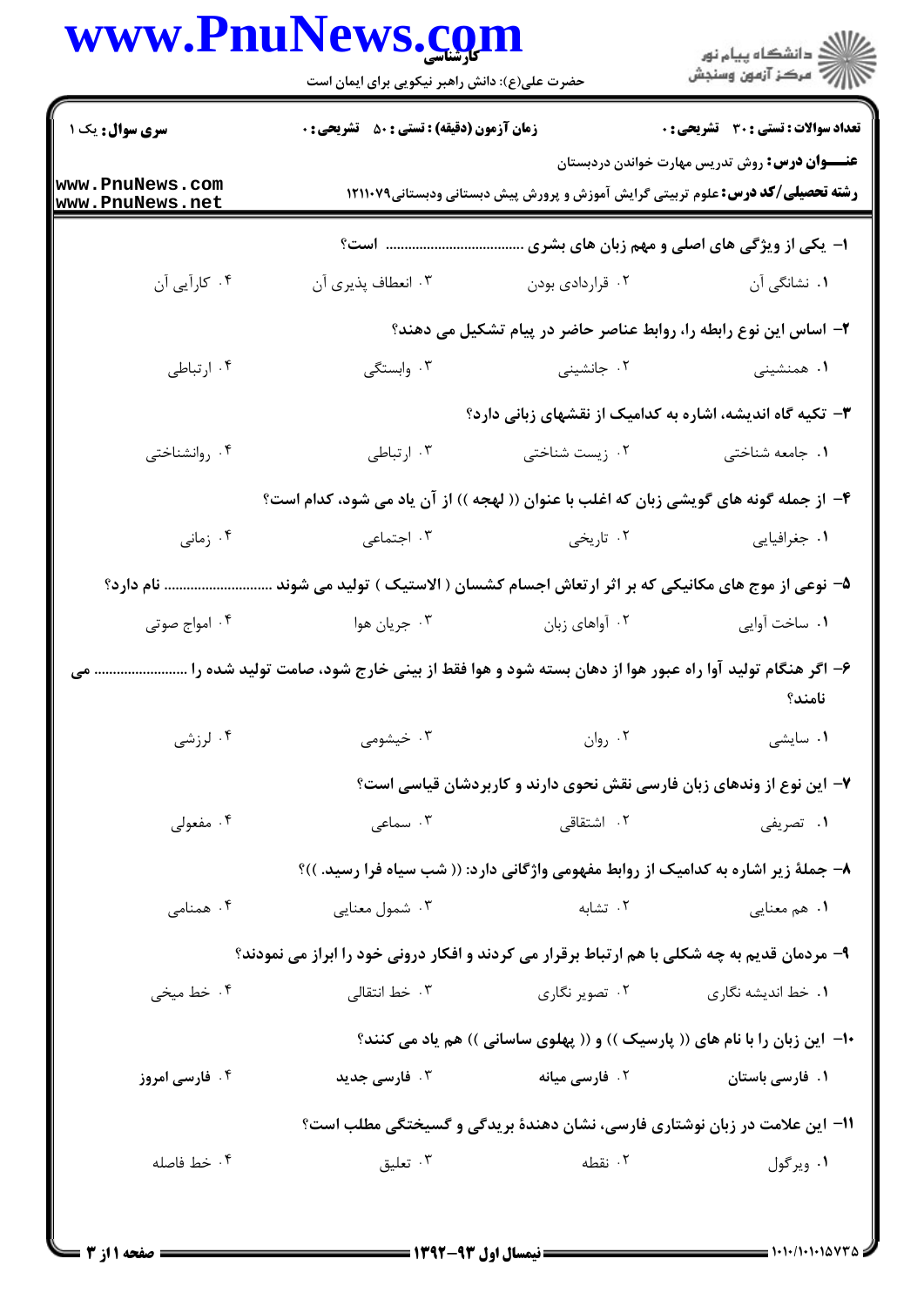**سری سوال:** یک ۱

**زمان آزمون (دقیقه) : تستی : ۵۰ تشریحی : ۰**

**تعداد سوالات : تستی : ۳۰ تشریحی : ۰**

**عنـــوان درس:** روش تدریس مهارت خواندن دردبستان

**رشته تحصیلی/کد درس:** علوم تربیتی گرایش آموزش و پرورش پیش دبستانی ودبستانی۱۲۱۱۰۷۹

۱- یکی از ویژگی های اصلی و مهم زبان های بشری .................................. است؟

۱. نشانگی آن
۲. قراردادی بودن
۳. انعطاف پذیری آن
۴. کارآیی آن

۲- اساس این نوع رابطه را، روابط عناصر حاضر در پیام تشکیل می دهند؟

۱. همنشینی
۲. جانشینی
۳. وابستگی
۴. ارتباطی

۳- تکیه گاه اندیشه، اشاره به کدامیک از نقشهای زبانی دارد؟

۱. جامعه شناختی
۲. زیست شناختی
۳. ارتباطی
۴. روانشناختی

۴- از جمله گونه های گویشی زبان که اغلب با عنوان (( لهجه )) از آن یاد می شود، کدام است؟

۱. جغرافیایی
۲. تاریخی
۳. اجتماعی
۴. زمانی

۵- نوعی از موج های مکانیکی که بر اثر ارتعاش اجسام کشسان ( الاستیک ) تولید می شوند ............................ نام دارد؟

۱. ساخت آوایی
۲. آواهای زبان
۳. جریان هوا
۴. امواج صوتی

۶- اگر هنگام تولید آوا راه عبور هوا از دهان بسته شود و هوا فقط از بینی خارج شود، صامت تولید شده را ....................... می نامند؟

۱. سایشی
۲. روان
۳. خیشومی
۴. لرزشی

۷- این نوع از وندهای زبان فارسی نقش نحوی دارند و کاربردشان قیاسی است؟

۱. تصریفی
۲. اشتقاقی
۳. سماعی
۴. مفعولی

۸- جملهٔ زیر اشاره به کدامیک از روابط مفهومی واژگانی دارد: (( شب سیاه فرا رسید. ))؟

۱. هم معنایی
۲. تشابه
۳. شمول معنایی
۴. همنامی

۹- مردمان قدیم به چه شکلی با هم ارتباط برقرار می کردند و افکار درونی خود را ابراز می نمودند؟

۱. خط اندیشه نگاری
۲. تصویر نگاری
۳. خط انتقالی
۴. خط میخی

۱۰- این زبان را با نام های (( پارسیک )) و (( پهلوی ساسانی )) هم یاد می کنند؟

۱. فارسی باستان
۲. فارسی میانه
۳. فارسی جدید
۴. فارسی امروز

۱۱- این علامت در زبان نوشتاری فارسی، نشان دهندهٔ بریدگی و گسیختگی مطلب است؟

۱. ویرگول
۲. نقطه
۳. تعلیق
۴. خط فاصله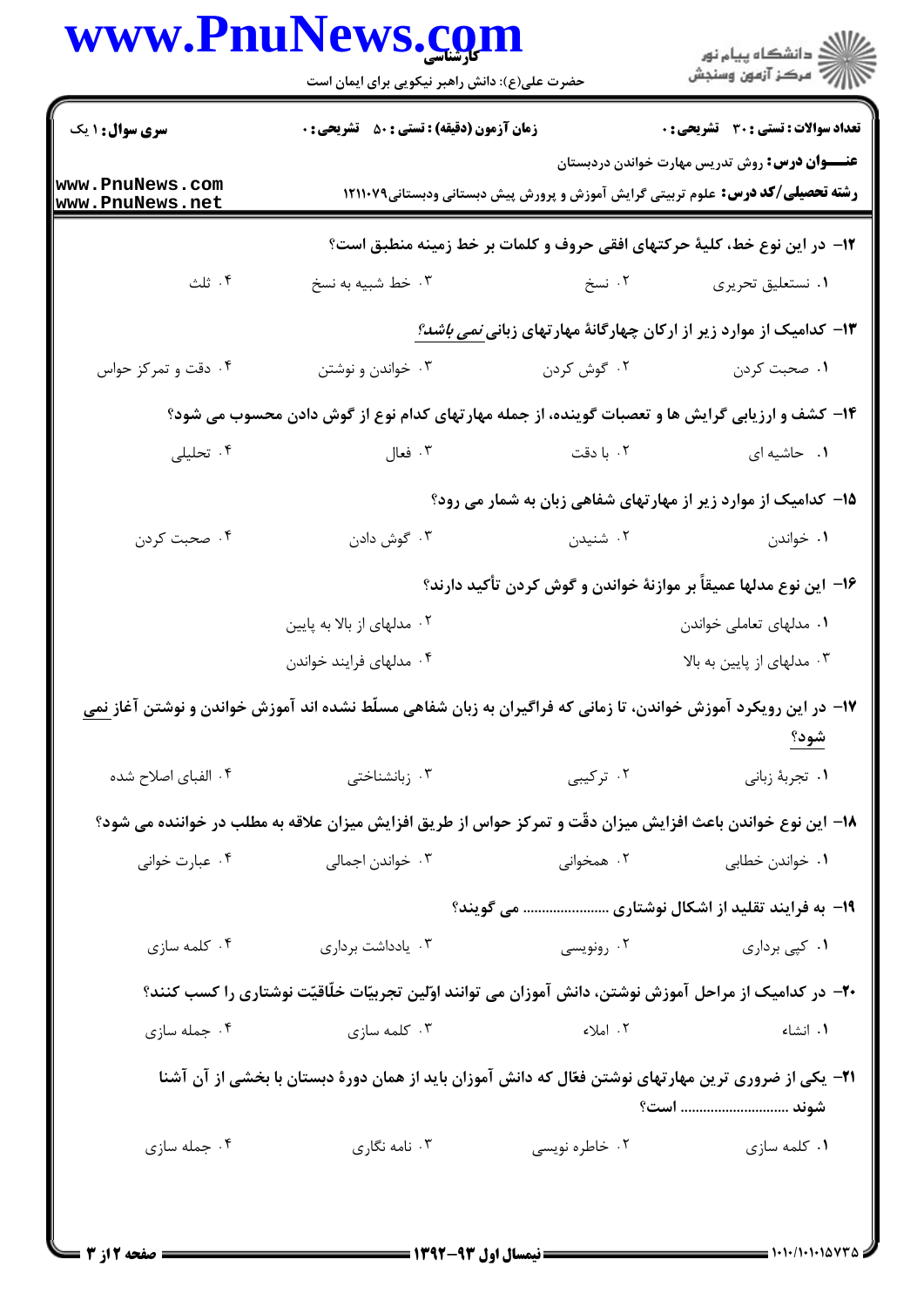**عنـــوان درس:** روش تدریس مهارت خواندن دردبستان

**رشته تحصیلی/کد درس:** علوم تربیتی گرایش آموزش و پرورش پیش دبستانی ودبستانی۱۲۱۱۰۷۹

**سری سوال:** ۱ یک | **زمان آزمون (دقیقه) : تستی :** ۵۰ **تشریحی :** ۰ | **تعداد سوالات : تستی :** ۳۰ **تشریحی :** ۰

**۱۲- در این نوع خط، کلیهٔ حرکتهای افقی حروف و کلمات بر خط زمینه منطبق است؟**

۱. نستعلیق تحریری
۲. نسخ
۳. خط شبیه به نسخ
۴. ثلث

**۱۳- کدامیک از موارد زیر از ارکان چهارگانهٔ مهارتهای زبانی *نمی باشد؟***

۱. صحبت کردن
۲. گوش کردن
۳. خواندن و نوشتن
۴. دقت و تمرکز حواس

**۱۴- کشف و ارزیابی گرایش ها و تعصبات گوینده، از جمله مهارتهای کدام نوع از گوش دادن محسوب می شود؟**

۱. حاشیه ای
۲. با دقت
۳. فعال
۴. تحلیلی

**۱۵- کدامیک از موارد زیر از مهارتهای شفاهی زبان به شمار می رود؟**

۱. خواندن
۲. شنیدن
۳. گوش دادن
۴. صحبت کردن

**۱۶- این نوع مدلها عمیقاً بر موازنهٔ خواندن و گوش کردن تأکید دارند؟**

۱. مدلهای تعاملی خواندن
۲. مدلهای از بالا به پایین
۳. مدلهای از پایین به بالا
۴. مدلهای فرایند خواندن

**۱۷- در این رویکرد آموزش خواندن، تا زمانی که فراگیران به زبان شفاهی مسلّط نشده اند آموزش خواندن و نوشتن آغاز نمی شود؟**

۱. تجربهٔ زبانی
۲. ترکیبی
۳. زبانشناختی
۴. الفبای اصلاح شده

**۱۸- این نوع خواندن باعث افزایش میزان دقّت و تمرکز حواس از طریق افزایش میزان علاقه به مطلب در خواننده می شود؟**

۱. خواندن خطابی
۲. همخوانی
۳. خواندن اجمالی
۴. عبارت خوانی

**۱۹- به فرایند تقلید از اشکال نوشتاری ..................... می گویند؟**

۱. کپی برداری
۲. رونویسی
۳. یادداشت برداری
۴. کلمه سازی

**۲۰- در کدامیک از مراحل آموزش نوشتن، دانش آموزان می توانند اوّلین تجربیّات خلّاقیّت نوشتاری را کسب کنند؟**

۱. انشاء
۲. املاء
۳. کلمه سازی
۴. جمله سازی

**۲۱- یکی از ضروری ترین مهارتهای نوشتن فعّال که دانش آموزان باید از همان دورهٔ دبستان با بخشی از آن آشنا شوند ............................ است؟**

۱. کلمه سازی
۲. خاطره نویسی
۳. نامه نگاری
۴. جمله سازی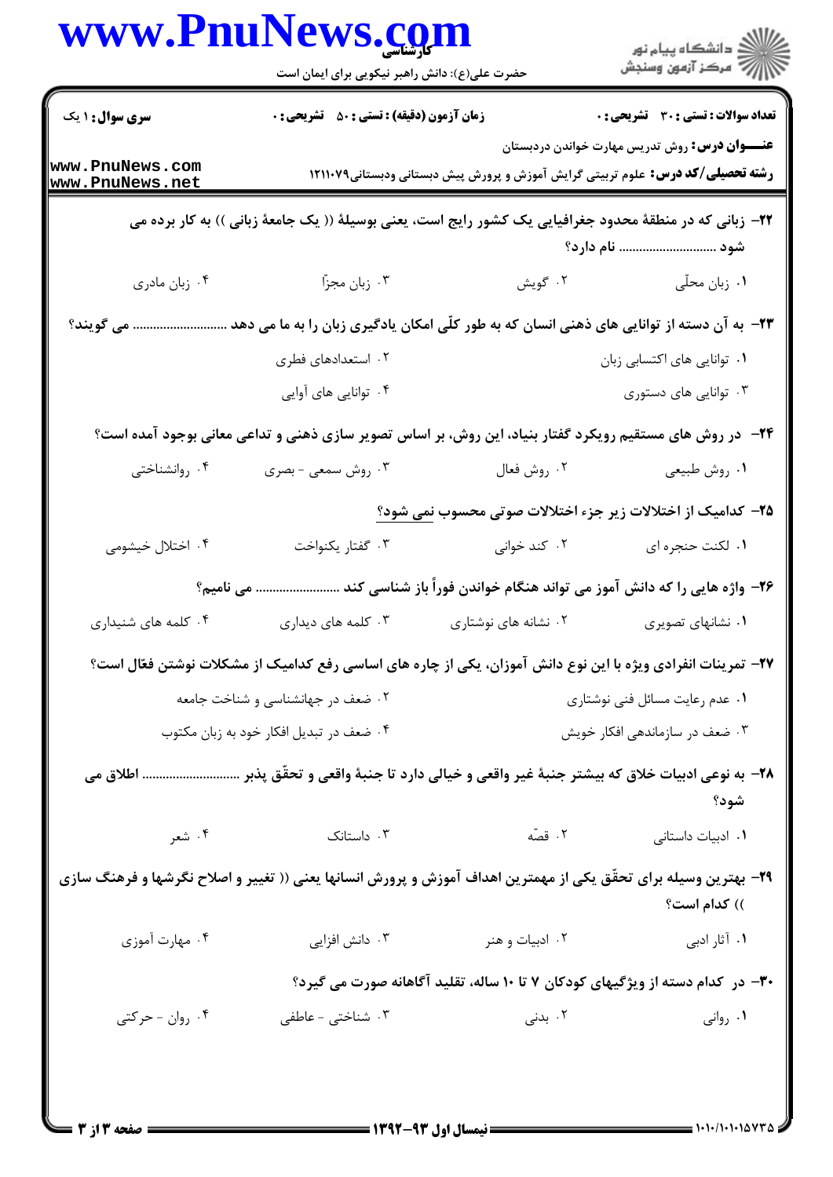۲۲- زبانی که در منطقهٔ محدود جغرافیایی یک کشور رایج است، یعنی بوسیلهٔ (( یک جامعهٔ زبانی )) به کار برده می شود ............................ نام دارد؟

۱. زبان محلّی
۲. گویش
۳. زبان مجزّا
۴. زبان مادری

۲۳- به آن دسته از توانایی های ذهنی انسان که به طور کلّی امکان یادگیری زبان را به ما می دهد ............................ می گویند؟

۱. توانایی های اکتسابی زبان
۲. استعدادهای فطری
۳. توانایی های دستوری
۴. توانایی های آوایی

۲۴- در روش های مستقیم رویکرد گفتار بنیاد، این روش، بر اساس تصویر سازی ذهنی و تداعی معانی بوجود آمده است؟

۱. روش طبیعی
۲. روش فعال
۳. روش سمعی - بصری
۴. روانشناختی

۲۵- کدامیک از اختلالات زیر جزء اختلالات صوتی محسوب نمی شود؟

۱. لکنت حنجره ای
۲. کند خوانی
۳. گفتار یکنواخت
۴. اختلال خیشومی

۲۶- واژه هایی را که دانش آموز می تواند هنگام خواندن فوراً باز شناسی کند ........................ می نامیم؟

۱. نشانهای تصویری
۲. نشانه های نوشتاری
۳. کلمه های دیداری
۴. کلمه های شنیداری

۲۷- تمرینات انفرادی ویژه با این نوع دانش آموزان، یکی از چاره های اساسی رفع کدامیک از مشکلات نوشتن فعّال است؟

۱. عدم رعایت مسائل فنی نوشتاری
۲. ضعف در جهانشناسی و شناخت جامعه
۳. ضعف در سازماندهی افکار خویش
۴. ضعف در تبدیل افکار خود به زبان مکتوب

۲۸- به نوعی ادبیات خلاق که بیشتر جنبهٔ غیر واقعی و خیالی دارد تا جنبهٔ واقعی و تحقّق پذیر ............................ اطلاق می شود؟

۱. ادبیات داستانی
۲. قصّه
۳. داستانک
۴. شعر

۲۹- بهترین وسیله برای تحقّق یکی از مهمترین اهداف آموزش و پرورش انسانها یعنی (( تغییر و اصلاح نگرشها و فرهنگ سازی )) کدام است؟

۱. آثار ادبی
۲. ادبیات و هنر
۳. دانش افزایی
۴. مهارت آموزی

۳۰- در کدام دسته از ویژگیهای کودکان ۷ تا ۱۰ ساله، تقلید آگاهانه صورت می گیرد؟

۱. روانی
۲. بدنی
۳. شناختی - عاطفی
۴. روان - حرکتی